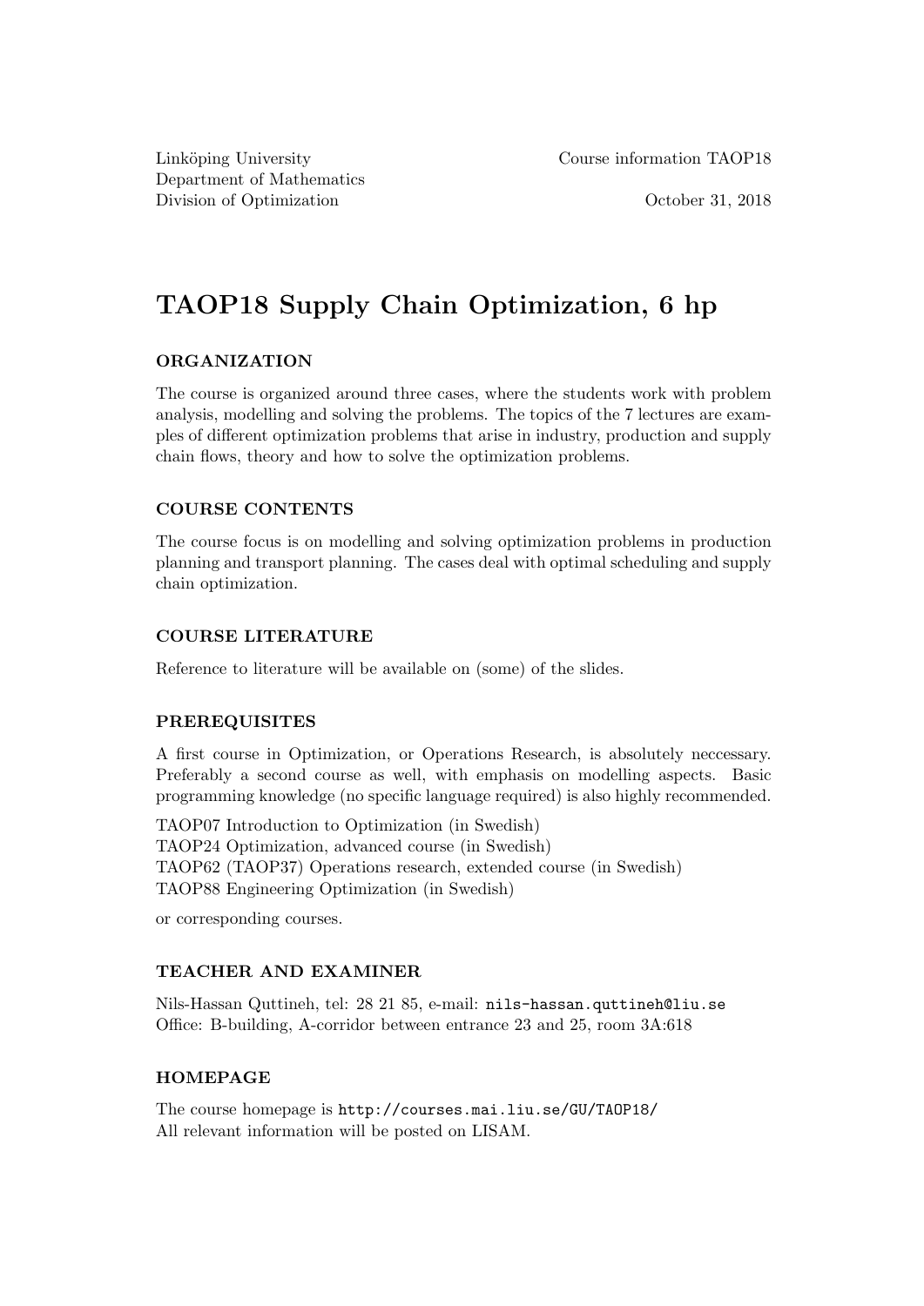Linköping University
Department of Mathematics
Division of Optimization

Course information TAOP18

October 31, 2018

# TAOP18 Supply Chain Optimization, 6 hp

### ORGANIZATION

The course is organized around three cases, where the students work with problem analysis, modelling and solving the problems. The topics of the 7 lectures are examples of different optimization problems that arise in industry, production and supply chain flows, theory and how to solve the optimization problems.

### COURSE CONTENTS

The course focus is on modelling and solving optimization problems in production planning and transport planning. The cases deal with optimal scheduling and supply chain optimization.

### COURSE LITERATURE

Reference to literature will be available on (some) of the slides.

### PREREQUISITES

A first course in Optimization, or Operations Research, is absolutely neccessary. Preferably a second course as well, with emphasis on modelling aspects. Basic programming knowledge (no specific language required) is also highly recommended.

TAOP07 Introduction to Optimization (in Swedish)
TAOP24 Optimization, advanced course (in Swedish)
TAOP62 (TAOP37) Operations research, extended course (in Swedish)
TAOP88 Engineering Optimization (in Swedish)

or corresponding courses.

### TEACHER AND EXAMINER

Nils-Hassan Quttineh, tel: 28 21 85, e-mail: `nils-hassan.quttineh@liu.se`
Office: B-building, A-corridor between entrance 23 and 25, room 3A:618

### HOMEPAGE

The course homepage is `http://courses.mai.liu.se/GU/TAOP18/`
All relevant information will be posted on LISAM.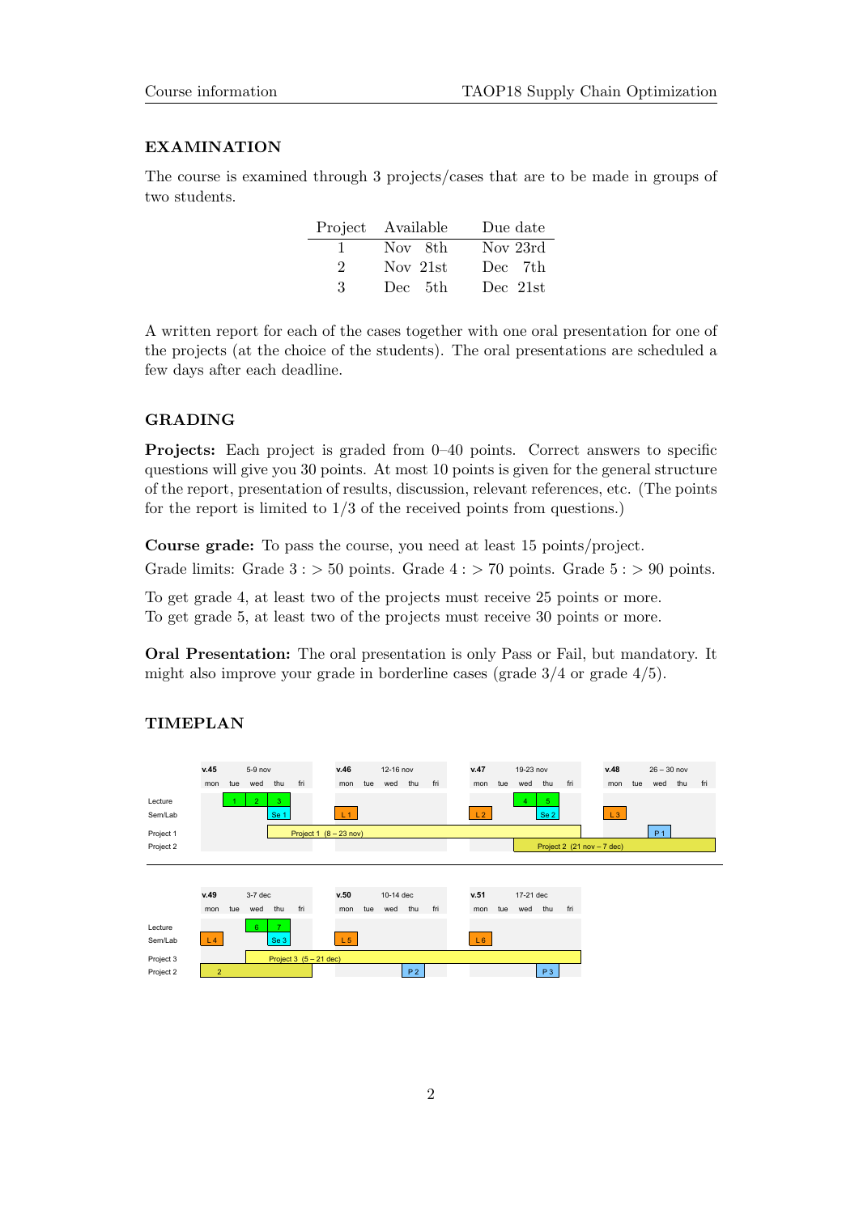## EXAMINATION

The course is examined through 3 projects/cases that are to be made in groups of two students.

| Project | Available | Due date |
|---|---|---|
| 1 | Nov 8th | Nov 23rd |
| 2 | Nov 21st | Dec 7th |
| 3 | Dec 5th | Dec 21st |

A written report for each of the cases together with one oral presentation for one of the projects (at the choice of the students). The oral presentations are scheduled a few days after each deadline.

## GRADING

**Projects:** Each project is graded from 0–40 points. Correct answers to specific questions will give you 30 points. At most 10 points is given for the general structure of the report, presentation of results, discussion, relevant references, etc. (The points for the report is limited to 1/3 of the received points from questions.)

**Course grade:** To pass the course, you need at least 15 points/project.

Grade limits: Grade 3 : > 50 points. Grade 4 : > 70 points. Grade 5 : > 90 points.

To get grade 4, at least two of the projects must receive 25 points or more.
To get grade 5, at least two of the projects must receive 30 points or more.

**Oral Presentation:** The oral presentation is only Pass or Fail, but mandatory. It might also improve your grade in borderline cases (grade 3/4 or grade 4/5).

## TIMEPLAN

v.45 5-9 nov
mon tue wed thu fri
v.46 12-16 nov
mon tue wed thu fri
v.47 19-23 nov
mon tue wed thu fri
v.48 26 – 30 nov
mon tue wed thu fri
Lecture 1 2 3 4 5
Sem/Lab Se 1 L 1 L 2 Se 2 L 3
Project 1 Project 1 (8 – 23 nov) P 1
Project 2 Project 2 (21 nov – 7 dec)

v.49 3-7 dec
mon tue wed thu fri
v.50 10-14 dec
mon tue wed thu fri
v.51 17-21 dec
mon tue wed thu fri
Lecture 6 7
Sem/Lab L 4 Se 3 L 5 L 6
Project 3 Project 3 (5 – 21 dec)
Project 2 2 P 2 P 3